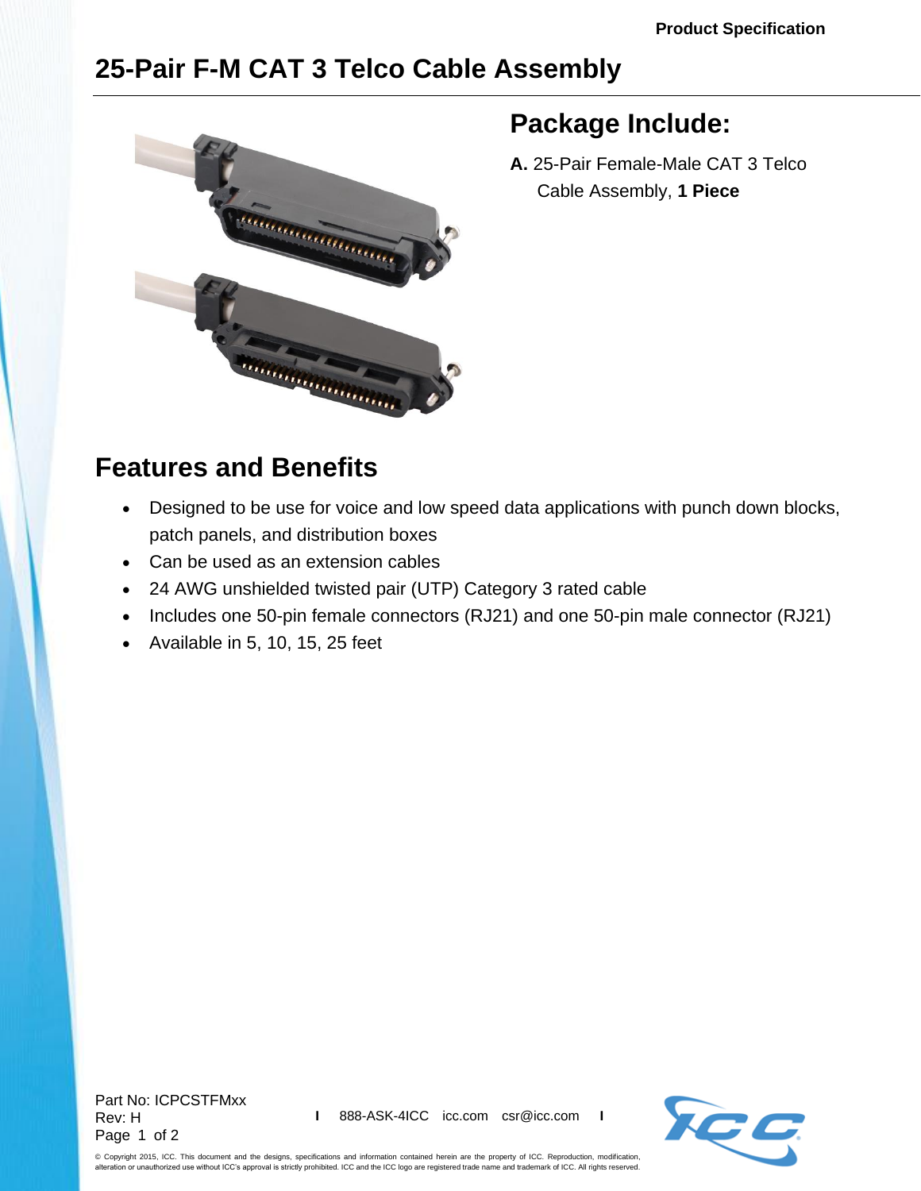# 25-Pair F-M CAT 3 Telco Cable Assembly

## Package Include:

**A.** 25-Pair Female-Male CAT 3 Telco Cable Assembly, **1 Piece**

## Features and Benefits

- Designed to be use for voice and low speed data applications with punch down blocks, patch panels, and distribution boxes
- Can be used as an extension cables
- 24 AWG unshielded twisted pair (UTP) Category 3 rated cable
- Includes one 50-pin female connectors (RJ21) and one 50-pin male connector (RJ21)
- Available in 5, 10, 15, 25 feet

Part No: ICPCSTFMxx
Rev: H

888-ASK-4ICC icc.com csr@icc.com

© Copyright 2015, ICC. This document and the designs, specifications and information contained herein are the property of ICC. Reproduction, modification, alteration or unauthorized use without ICC's approval is strictly prohibited. ICC and the ICC logo are registered trade name and trademark of ICC. All rights reserved.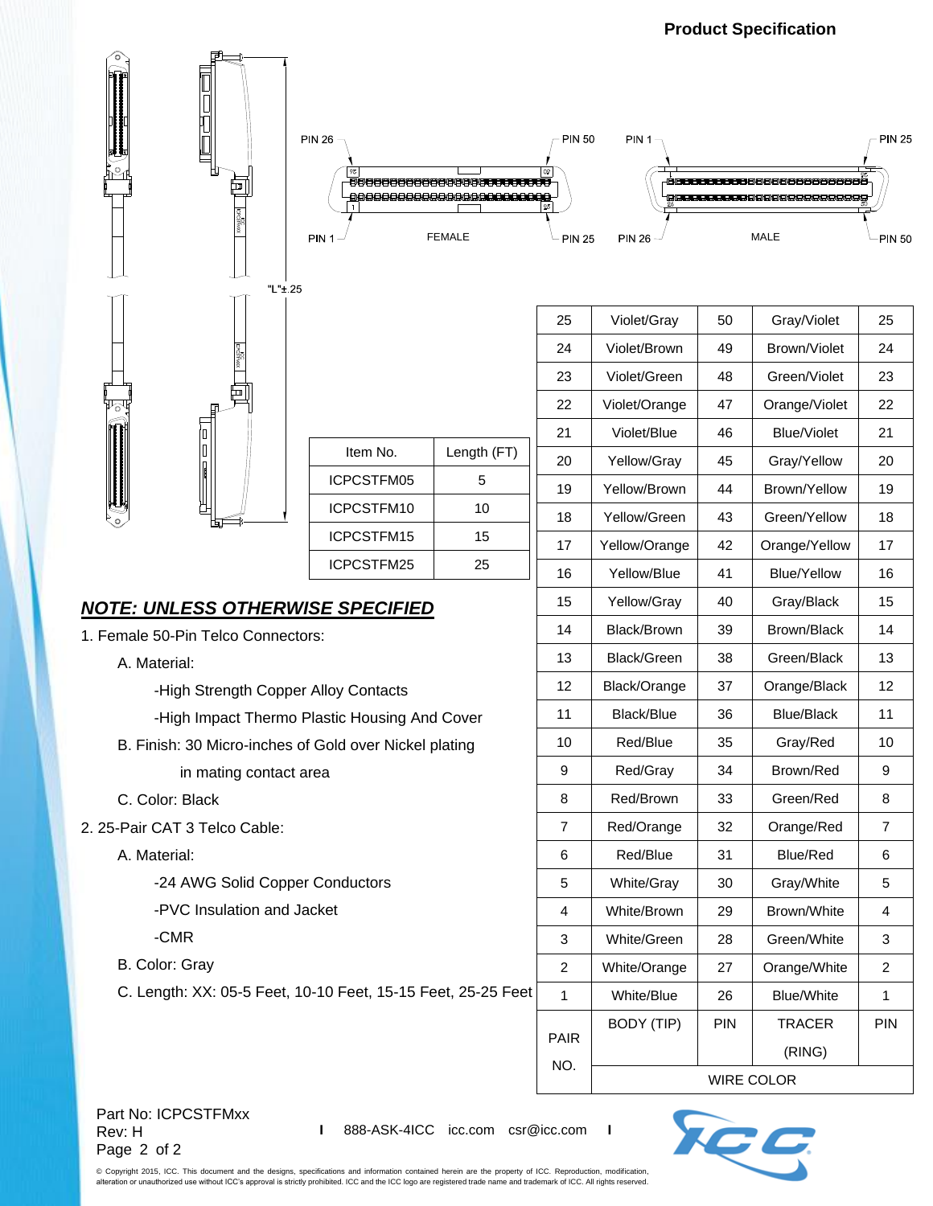## Product Specification

PIN 26
PIN 50
PIN 1
FEMALE
PIN 25

PIN 1
PIN 25
PIN 26
MALE
PIN 50

"L"± .25

| Item No. | Length (FT) |
|---|---|
| ICPCSTFM05 | 5 |
| ICPCSTFM10 | 10 |
| ICPCSTFM15 | 15 |
| ICPCSTFM25 | 25 |

| PAIR NO. | BODY (TIP) | PIN | TRACER (RING) | PIN |
|---|---|---|---|---|
| | WIRE COLOR | | | |
| 25 | Violet/Gray | 50 | Gray/Violet | 25 |
| 24 | Violet/Brown | 49 | Brown/Violet | 24 |
| 23 | Violet/Green | 48 | Green/Violet | 23 |
| 22 | Violet/Orange | 47 | Orange/Violet | 22 |
| 21 | Violet/Blue | 46 | Blue/Violet | 21 |
| 20 | Yellow/Gray | 45 | Gray/Yellow | 20 |
| 19 | Yellow/Brown | 44 | Brown/Yellow | 19 |
| 18 | Yellow/Green | 43 | Green/Yellow | 18 |
| 17 | Yellow/Orange | 42 | Orange/Yellow | 17 |
| 16 | Yellow/Blue | 41 | Blue/Yellow | 16 |
| 15 | Yellow/Gray | 40 | Gray/Black | 15 |
| 14 | Black/Brown | 39 | Brown/Black | 14 |
| 13 | Black/Green | 38 | Green/Black | 13 |
| 12 | Black/Orange | 37 | Orange/Black | 12 |
| 11 | Black/Blue | 36 | Blue/Black | 11 |
| 10 | Red/Blue | 35 | Gray/Red | 10 |
| 9 | Red/Gray | 34 | Brown/Red | 9 |
| 8 | Red/Brown | 33 | Green/Red | 8 |
| 7 | Red/Orange | 32 | Orange/Red | 7 |
| 6 | Red/Blue | 31 | Blue/Red | 6 |
| 5 | White/Gray | 30 | Gray/White | 5 |
| 4 | White/Brown | 29 | Brown/White | 4 |
| 3 | White/Green | 28 | Green/White | 3 |
| 2 | White/Orange | 27 | Orange/White | 2 |
| 1 | White/Blue | 26 | Blue/White | 1 |

***NOTE: UNLESS OTHERWISE SPECIFIED***

1. Female 50-Pin Telco Connectors:
   - A. Material:
     - -High Strength Copper Alloy Contacts
     - -High Impact Thermo Plastic Housing And Cover
   - B. Finish: 30 Micro-inches of Gold over Nickel plating in mating contact area
   - C. Color: Black
2. 25-Pair CAT 3 Telco Cable:
   - A. Material:
     - -24 AWG Solid Copper Conductors
     - -PVC Insulation and Jacket
     - -CMR
   - B. Color: Gray
   - C. Length: XX: 05-5 Feet, 10-10 Feet, 15-15 Feet, 25-25 Feet

Part No: ICPCSTFMxx
Rev: H

888-ASK-4ICC icc.com csr@icc.com

© Copyright 2015, ICC. This document and the designs, specifications and information contained herein are the property of ICC. Reproduction, modification, alteration or unauthorized use without ICC's approval is strictly prohibited. ICC and the ICC logo are registered trade name and trademark of ICC. All rights reserved.